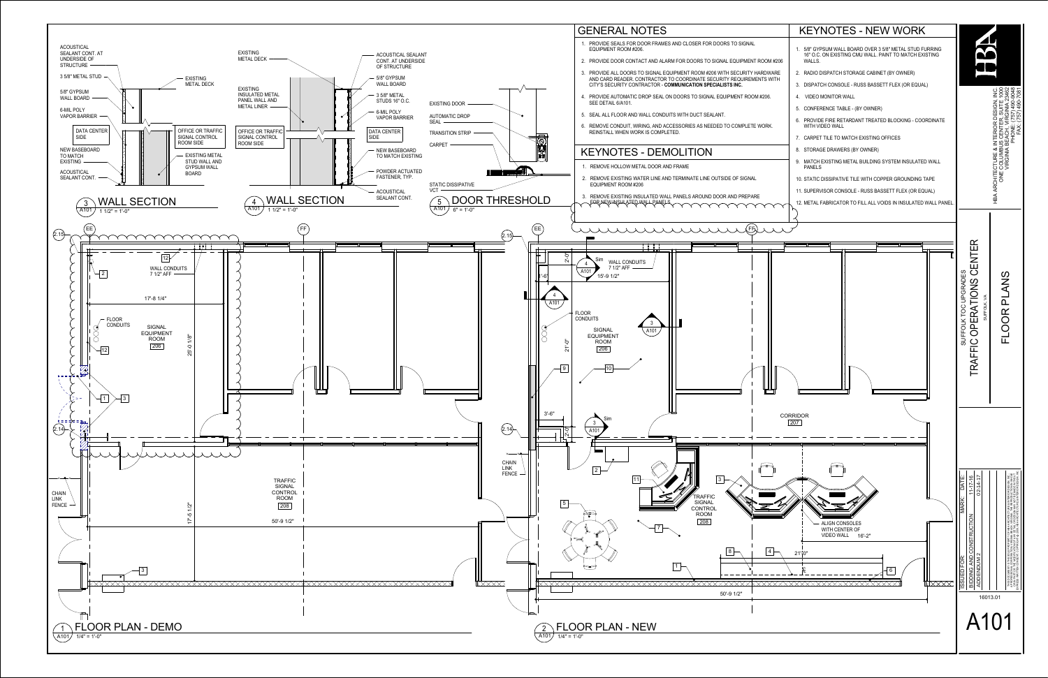## GENERAL NOTES

1. PROVIDE SEALS FOR DOOR FRAMES AND CLOSER FOR DOORS TO SIGNAL EQUIPMENT ROOM #206.
2. PROVIDE DOOR CONTACT AND ALARM FOR DOORS TO SIGNAL EQUIPMENT ROOM #206
3. PROVIDE ALL DOORS TO SIGNAL EQUIPMENT ROOM #206 WITH SECURITY HARDWARE AND CARD READER. CONTRACTOR TO COORDINATE SECURITY REQUIREMENTS WITH CITY'S SECURITY CONTRACTOR - **COMMUNICATION SPECIALISTS INC.**
4. PROVIDE AUTOMATIC DROP SEAL ON DOORS TO SIGNAL EQUIPMENT ROOM #206. SEE DETAIL 6/A101.
5. SEAL ALL FLOOR AND WALL CONDUITS WITH DUCT SEALANT.
6. REMOVE CONDUIT, WIRING, AND ACCESSORIES AS NEEDED TO COMPLETE WORK. REINSTALL WHEN WORK IS COMPLETED.

## KEYNOTES - DEMOLITION

1. REMOVE HOLLOW METAL DOOR AND FRAME
2. REMOVE EXISTING WATER LINE AND TERMINATE LINE OUTSIDE OF SIGNAL EQUIPMENT ROOM #206
3. REMOVE EXISTING INSULATED WALL PANELS AROUND DOOR AND PREPARE FOR NEW INSULATED WALL PANELS

## KEYNOTES - NEW WORK

1. 5/8" GYPSUM WALL BOARD OVER 3 5/8" METAL STUD FURRING 16" O.C. ON EXISTING CMU WALL. PAINT TO MATCH EXISTING WALLS.
2. RADIO DISPATCH STORAGE CABINET (BY OWNER)
3. DISPATCH CONSOLE - RUSS BASSETT FLEX (OR EQUAL)
4. VIDEO MONITOR WALL
5. CONFERENCE TABLE - (BY OWNER)
6. PROVIDE FIRE RETARDANT TREATED BLOCKING - COORDINATE WITH VIDEO WALL
7. CARPET TILE TO MATCH EXISTING OFFICES
8. STORAGE DRAWERS (BY OWNER)
9. MATCH EXISTING METAL BUILDING SYSTEM INSULATED WALL PANELS
10. STATIC DISSIPATIVE TILE WITH COPPER GROUNDING TAPE
11. SUPERVISOR CONSOLE - RUSS BASSETT FLEX (OR EQUAL)
12. METAL FABRICATOR TO FILL ALL VOIDS IN INSULATED WALL PANEL.

---

**3 / A101 — WALL SECTION** — 1 1/2" = 1'-0"

ACOUSTICAL SEALANT CONT. AT UNDERSIDE OF STRUCTURE; 3 5/8" METAL STUD; EXISTING METAL DECK; 5/8" GYPSUM WALL BOARD; 6-MIL POLY VAPOR BARRIER; DATA CENTER SIDE; OFFICE OR TRAFFIC SIGNAL CONTROL ROOM SIDE; NEW BASEBOARD TO MATCH EXISTING; EXISTING METAL STUD WALL AND GYPSUM WALL BOARD; ACOUSTICAL SEALANT CONT.

**4 / A101 — WALL SECTION** — 1 1/2" = 1'-0"

EXISTING METAL DECK; EXISTING INSULATED METAL PANEL WALL AND METAL LINER; ACOUSTICAL SEALANT CONT. AT UNDERSIDE OF STRUCTURE; 5/8" GYPSUM WALL BOARD; 3 5/8" METAL STUDS 16" O.C.; 6-MIL POLY VAPOR BARRIER; OFFICE OR TRAFFIC SIGNAL CONTROL ROOM SIDE; DATA CENTER SIDE; NEW BASEBOARD TO MATCH EXISTING; POWDER ACTUATED FASTENER, TYP.; ACOUSTICAL SEALANT CONT.

**5 / A101 — DOOR THRESHOLD** — 6" = 1'-0"

EXISTING DOOR; AUTOMATIC DROP SEAL; TRANSITION STRIP; CARPET; STATIC DISSIPATIVE VCT

**1 / A101 — FLOOR PLAN - DEMO** — 1/4" = 1'-0"

EE; FF; 2.15; 2.14; WALL CONDUITS 7 1/2" AFF; FLOOR CONDUITS; SIGNAL EQUIPMENT ROOM 206; 17'-8 1/4"; 25'-0 1/8"; TRAFFIC SIGNAL CONTROL ROOM 208; 17'-5 1/2"; 50'-9 1/2"; CHAIN LINK FENCE; keynotes 1, 2, 3, 12

**2 / A101 — FLOOR PLAN - NEW** — 1/4" = 1'-0"

EE; FF; 2.15; 2.14; WALL CONDUITS 7 1/2" AFF; 15'-9 1/2"; 1'-6"; 2'-0"; FLOOR CONDUITS; SIGNAL EQUIPMENT ROOM 206; 21'-0"; 3'-6"; CORRIDOR 207; CHAIN LINK FENCE; TRAFFIC SIGNAL CONTROL ROOM 208; ALIGN CONSOLES WITH CENTER OF VIDEO WALL 16'-2"; 21'-0"; 50'-9 1/2"; keynotes 1, 2, 3, 4, 5, 6, 7, 8, 9, 10, 11

---

HBA ARCHITECTURE & INTERIOR DESIGN, INC.
ONE COLUMBUS CENTER, SUITE 1000
VIRGINIA BEACH, VIRGINIA 23462
PHONE: (757) 490-9048
FAX: (757) 490-7081

SUFFOLK TOC UPGRADES
TRAFFIC OPERATIONS CENTER
SUFFOLK, VA

FLOOR PLANS

| ISSUED FOR: | MARK: | DATE: |
|---|---|---|
| BIDDING AND CONSTRUCTION | | 11-17-16 |
| ADDENDUM 2 | | 02-14-17 |

16013.01

A101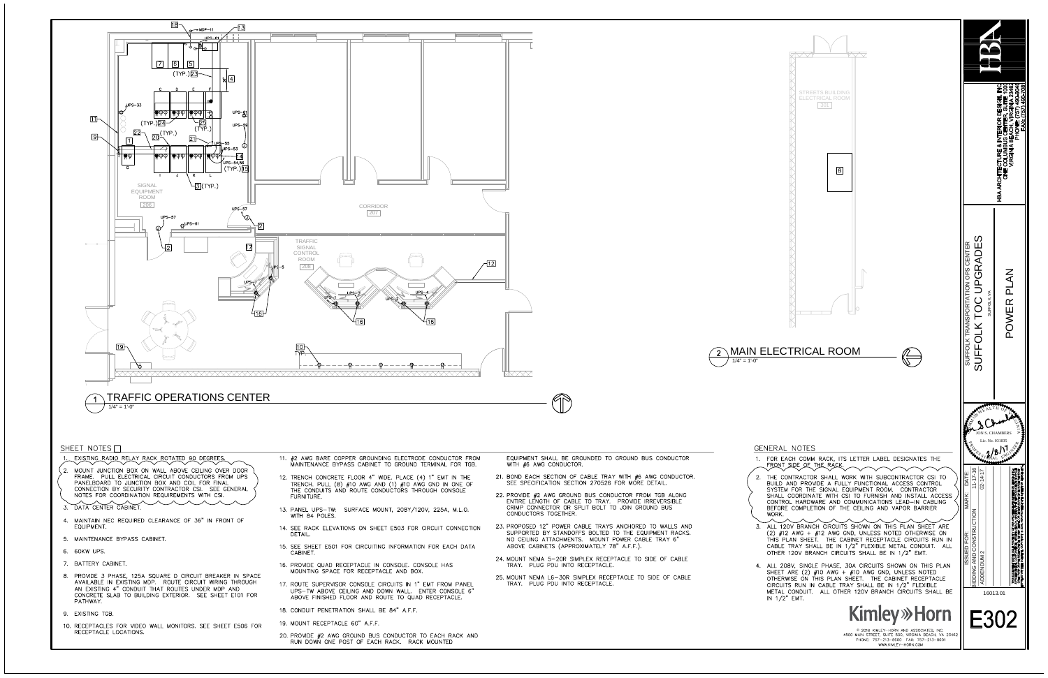## 1 TRAFFIC OPERATIONS CENTER

1/4" = 1'-0"

## 2 MAIN ELECTRICAL ROOM

1/4" = 1'-0"

## SHEET NOTES

1. EXISTING RADIO RELAY RACK ROTATED 90 DEGREES.
2. MOUNT JUNCTION BOX ON WALL ABOVE CEILING OVER DOOR FRAME. PULL ELECTRICAL CIRCUIT CONDUCTORS FROM UPS PANELBOARD TO JUNCTION BOX AND COIL FOR FINAL CONNECTION BY SECURITY CONTRACTOR CSI. SEE GENERAL NOTES FOR COORDINATION REQUIREMENTS WITH CSI.
3. DATA CENTER CABINET.
4. MAINTAIN NEC REQUIRED CLEARANCE OF 36" IN FRONT OF EQUIPMENT.
5. MAINTENANCE BYPASS CABINET.
6. 60KW UPS.
7. BATTERY CABINET.
8. PROVIDE 3 PHASE, 125A SQUARE D CIRCUIT BREAKER IN SPACE AVAILABLE IN EXISTING MDP. ROUTE CIRCUIT WIRING THROUGH AN EXISTING 4" CONDUIT THAT ROUTES UNDER MDP AND CONCRETE SLAB TO BUILDING EXTERIOR. SEE SHEET E101 FOR PATHWAY.
9. EXISTING TGB.
10. RECEPTACLES FOR VIDEO WALL MONITORS. SEE SHEET E506 FOR RECEPTACLE LOCATIONS.
11. #2 AWG BARE COPPER GROUNDING ELECTRODE CONDUCTOR FROM MAINTENANCE BYPASS CABINET TO GROUND TERMINAL FOR TGB.
12. TRENCH CONCRETE FLOOR 4" WIDE. PLACE (4) 1" EMT IN THE TRENCH. PULL (8) #10 AWG AND (1) #10 AWG GND IN ONE OF THE CONDUITS AND ROUTE CONDUCTORS THROUGH CONSOLE FURNITURE.
13. PANEL UPS–TW: SURFACE MOUNT, 208Y/120V, 225A, M.L.O. WITH 84 POLES.
14. SEE RACK ELEVATIONS ON SHEET E503 FOR CIRCUIT CONNECTION DETAIL.
15. SEE SHEET E501 FOR CIRCUITING INFORMATION FOR EACH DATA CABINET.
16. PROVIDE QUAD RECEPTACLE IN CONSOLE. CONSOLE HAS MOUNTING SPACE FOR RECEPTACLE AND BOX.
17. ROUTE SUPERVISOR CONSOLE CIRCUITS IN 1" EMT FROM PANEL UPS–TW ABOVE CEILING AND DOWN WALL. ENTER CONSOLE 6" ABOVE FINISHED FLOOR AND ROUTE TO QUAD RECEPTACLE.
18. CONDUIT PENETRATION SHALL BE 84" A.F.F.
19. MOUNT RECEPTACLE 60" A.F.F.
20. PROVIDE #2 AWG GROUND BUS CONDUCTOR TO EACH RACK AND RUN DOWN ONE POST OF EACH RACK. RACK MOUNTED EQUIPMENT SHALL BE GROUNDED TO GROUND BUS CONDUCTOR WITH #6 AWG CONDUCTOR.
21. BOND EACH SECTION OF CABLE TRAY WITH #6 AWG CONDUCTOR. SEE SPECIFICATION SECTION 270526 FOR MORE DETAIL.
22. PROVIDE #2 AWG GROUND BUS CONDUCTOR FROM TGB ALONG ENTIRE LENGTH OF CABLE TO TRAY. PROVIDE IRREVERSIBLE CRIMP CONNECTOR OR SPLIT BOLT TO JOIN GROUND BUS CONDUCTORS TOGETHER.
23. PROPOSED 12" POWER CABLE TRAYS ANCHORED TO WALLS AND SUPPORTED BY STANDOFFS BOLTED TO THE EQUIPMENT RACKS. NO CEILING ATTACHMENTS. MOUNT POWER CABLE TRAY 6" ABOVE CABINETS (APPROXIMATELY 78" A.F.F.).
24. MOUNT NEMA 5–20R SIMPLEX RECEPTACLE TO SIDE OF CABLE TRAY. PLUG PDU INTO RECEPTACLE.
25. MOUNT NEMA L6–30R SIMPLEX RECEPTACLE TO SIDE OF CABLE TRAY. PLUG PDU INTO RECEPTACLE.

## GENERAL NOTES

1. FOR EACH COMM RACK, ITS LETTER LABEL DESIGNATES THE FRONT SIDE OF THE RACK.
2. THE CONTRACTOR SHALL WORK WITH SUBCONTRACTOR CSI TO BUILD AND PROVIDE A FULLY FUNCTIONAL ACCESS CONTROL SYSTEM FOR THE SIGNAL EQUIPMENT ROOM. CONTRACTOR SHALL COORDINATE WITH CSI TO FURNISH AND INSTALL ACCESS CONTROL HARDWARE AND COMMUNICATIONS LEAD–IN CABLING BEFORE COMPLETION OF THE CEILING AND VAPOR BARRIER WORK.
3. ALL 120V BRANCH CIRCUITS SHOWN ON THIS PLAN SHEET ARE (2) #12 AWG + #12 AWG GND, UNLESS NOTED OTHERWISE ON THIS PLAN SHEET. THE CABINET RECEPTACLE CIRCUITS RUN IN CABLE TRAY SHALL BE IN 1/2" FLEXIBLE METAL CONDUIT. ALL OTHER 120V BRANCH CIRCUITS SHALL BE IN 1/2" EMT.
4. ALL 208V, SINGLE PHASE, 30A CIRCUITS SHOWN ON THIS PLAN SHEET ARE (2) #10 AWG + #10 AWG GND, UNLESS NOTED OTHERWISE ON THIS PLAN SHEET. THE CABINET RECEPTACLE CIRCUITS RUN IN CABLE TRAY SHALL BE IN 1/2" FLEXIBLE METAL CONDUIT. ALL OTHER 120V BRANCH CIRCUITS SHALL BE IN 1/2" EMT.

Kimley»Horn

© 2016 KIMLEY–HORN AND ASSOCIATES, INC.
4500 MAIN STREET, SUITE 500, VIRGINIA BEACH, VA 23462
PHONE: 757–213–8600 FAX: 757–213–8601
WWW.KIMLEY–HORN.COM

HBA ARCHITECTURE & INTERIOR DESIGN, INC
ONE COLUMBUS CENTER, SUITE 1000
VIRGINIA BEACH, VIRGINIA 23462
PHONE: (757) 490-3541
FAX: (757) 490-7051

SUFFOLK TRANSPORTATION OPS CENTER
SUFFOLK TOC UPGRADES
SUFFOLK, VA

POWER PLAN

JON S. CHAMBERS
Lic. No. 031835

| ISSUED FOR: | MARK | DATE |
|---|---|---|
| BIDDING AND CONSTRUCTION | | 11-17-16 |
| ADDENDUM 2 | | 02-14-17 |

16013.01

E302